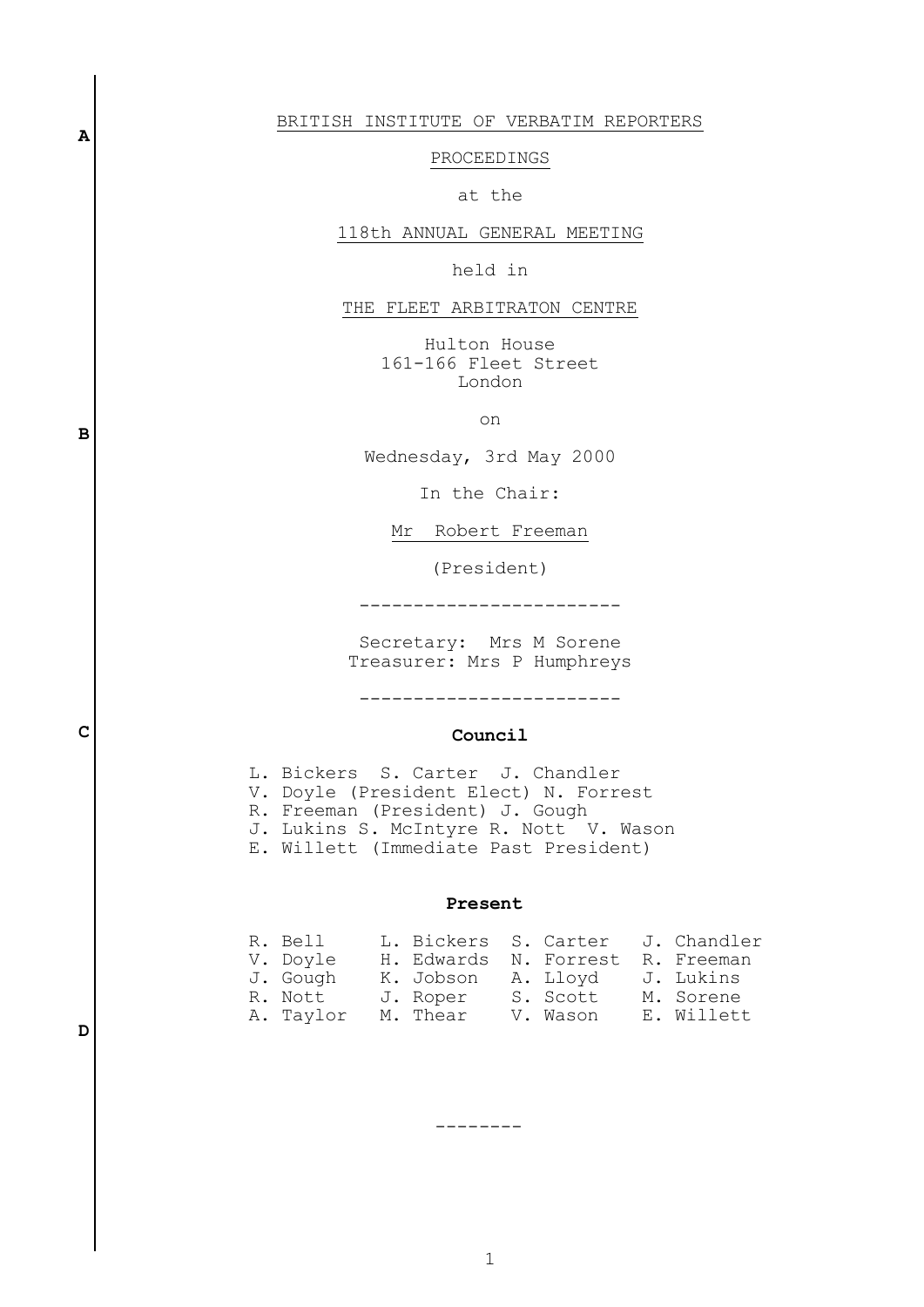BRITISH INSTITUTE OF VERBATIM REPORTERS

PROCEEDINGS

at the

118th ANNUAL GENERAL MEETING

held in

THE FLEET ARBITRATON CENTRE

Hulton House
161-166 Fleet Street
London

on

Wednesday, 3rd May 2000

In the Chair:

Mr Robert Freeman

(President)

------------------------

Secretary: Mrs M Sorene
Treasurer: Mrs P Humphreys

------------------------

**Council**

L. Bickers S. Carter J. Chandler
V. Doyle (President Elect) N. Forrest
R. Freeman (President) J. Gough
J. Lukins S. McIntyre R. Nott V. Wason
E. Willett (Immediate Past President)

**Present**

| | | | |
|---|---|---|---|
| R. Bell | L. Bickers | S. Carter | J. Chandler |
| V. Doyle | H. Edwards | N. Forrest | R. Freeman |
| J. Gough | K. Jobson | A. Lloyd | J. Lukins |
| R. Nott | J. Roper | S. Scott | M. Sorene |
| A. Taylor | M. Thear | V. Wason | E. Willett |

--------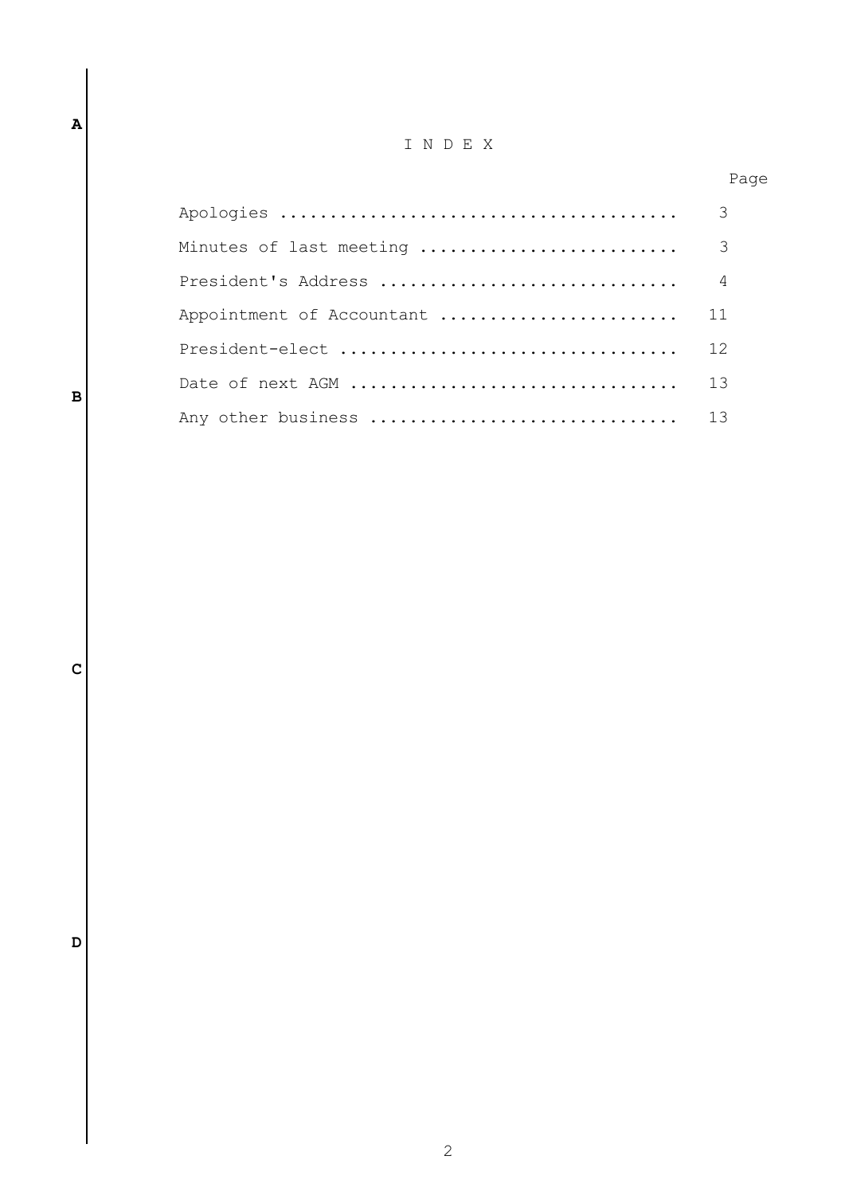# I N D E X

| | Page |
|---|---|
| Apologies | 3 |
| Minutes of last meeting | 3 |
| President's Address | 4 |
| Appointment of Accountant | 11 |
| President-elect | 12 |
| Date of next AGM | 13 |
| Any other business | 13 |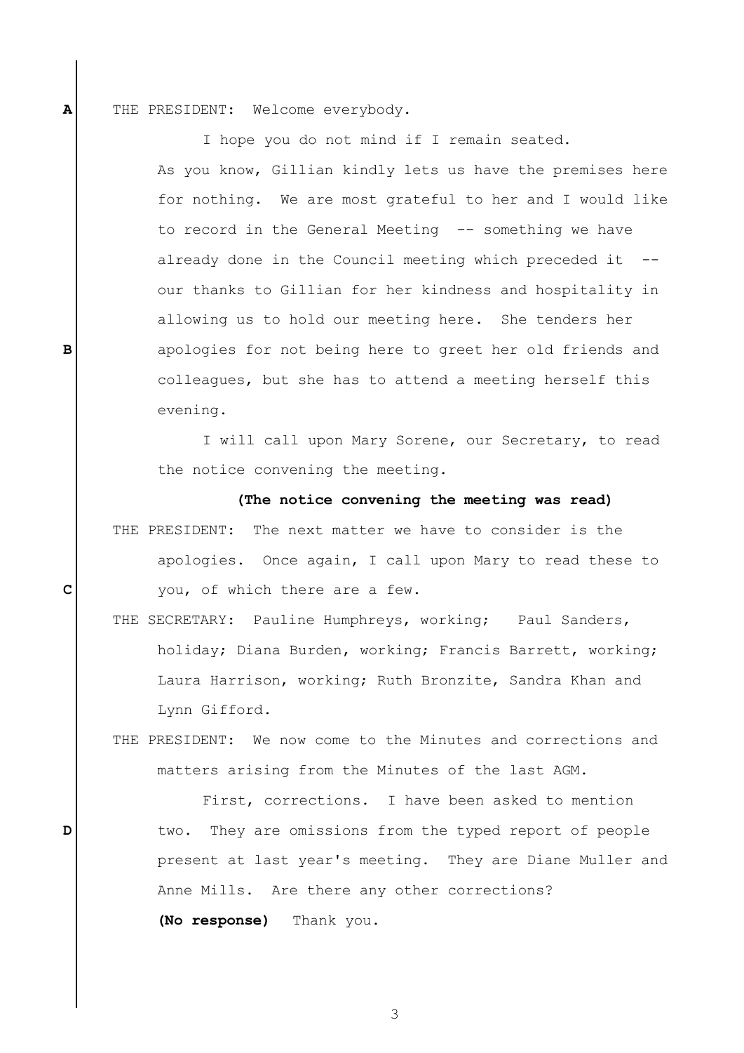THE PRESIDENT: Welcome everybody.

I hope you do not mind if I remain seated. As you know, Gillian kindly lets us have the premises here for nothing. We are most grateful to her and I would like to record in the General Meeting -- something we have already done in the Council meeting which preceded it -- our thanks to Gillian for her kindness and hospitality in allowing us to hold our meeting here. She tenders her apologies for not being here to greet her old friends and colleagues, but she has to attend a meeting herself this evening.

I will call upon Mary Sorene, our Secretary, to read the notice convening the meeting.

**(The notice convening the meeting was read)**

THE PRESIDENT: The next matter we have to consider is the apologies. Once again, I call upon Mary to read these to you, of which there are a few.

THE SECRETARY: Pauline Humphreys, working; Paul Sanders, holiday; Diana Burden, working; Francis Barrett, working; Laura Harrison, working; Ruth Bronzite, Sandra Khan and Lynn Gifford.

THE PRESIDENT: We now come to the Minutes and corrections and matters arising from the Minutes of the last AGM.

First, corrections. I have been asked to mention two. They are omissions from the typed report of people present at last year's meeting. They are Diane Muller and Anne Mills. Are there any other corrections? **(No response)** Thank you.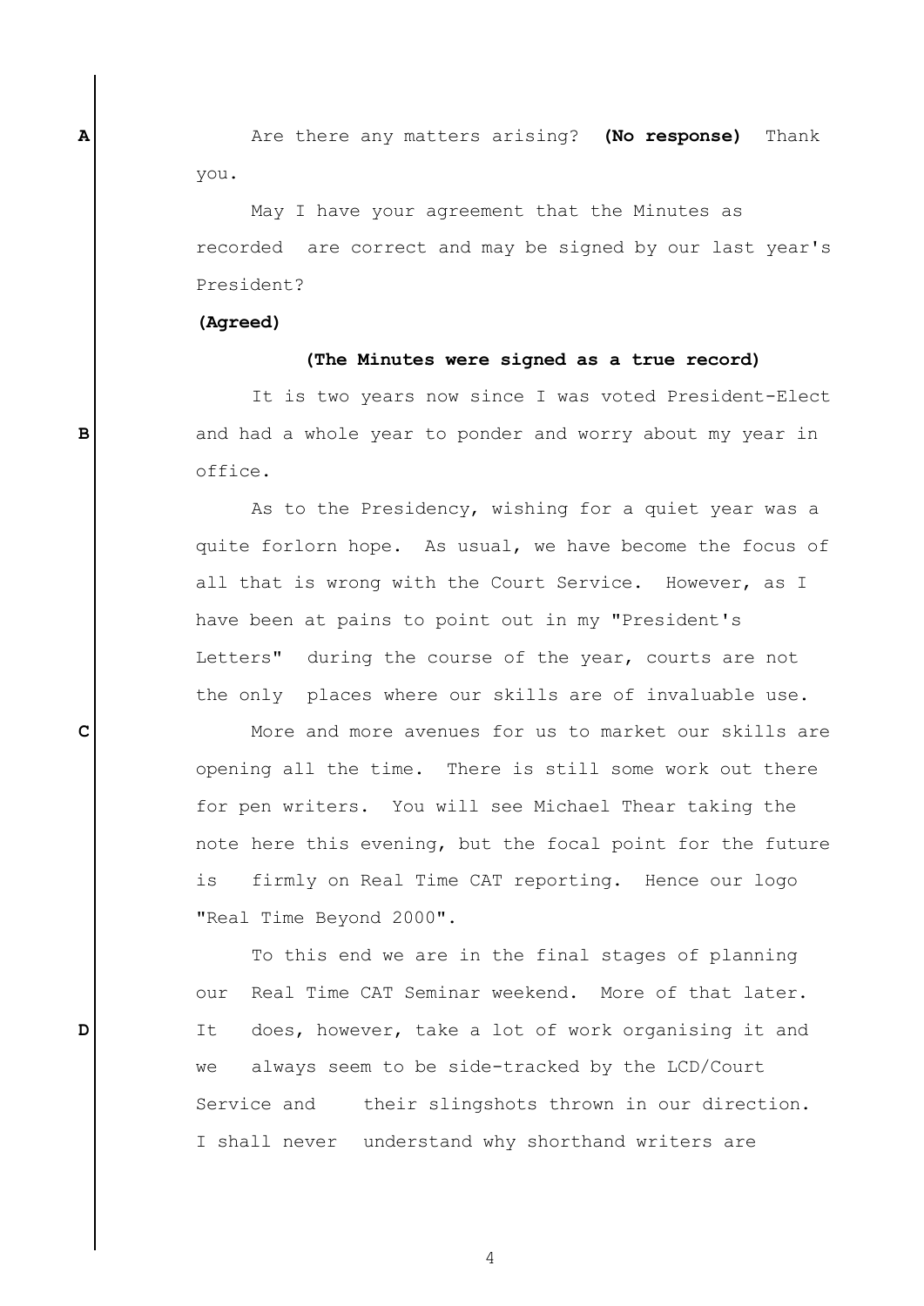Are there any matters arising? **(No response)** Thank you.

May I have your agreement that the Minutes as recorded are correct and may be signed by our last year's President?

**(Agreed)**

**(The Minutes were signed as a true record)**

It is two years now since I was voted President-Elect and had a whole year to ponder and worry about my year in office.

As to the Presidency, wishing for a quiet year was a quite forlorn hope. As usual, we have become the focus of all that is wrong with the Court Service. However, as I have been at pains to point out in my "President's Letters" during the course of the year, courts are not the only places where our skills are of invaluable use.

More and more avenues for us to market our skills are opening all the time. There is still some work out there for pen writers. You will see Michael Thear taking the note here this evening, but the focal point for the future is firmly on Real Time CAT reporting. Hence our logo "Real Time Beyond 2000".

To this end we are in the final stages of planning our Real Time CAT Seminar weekend. More of that later. It does, however, take a lot of work organising it and we always seem to be side-tracked by the LCD/Court Service and their slingshots thrown in our direction. I shall never understand why shorthand writers are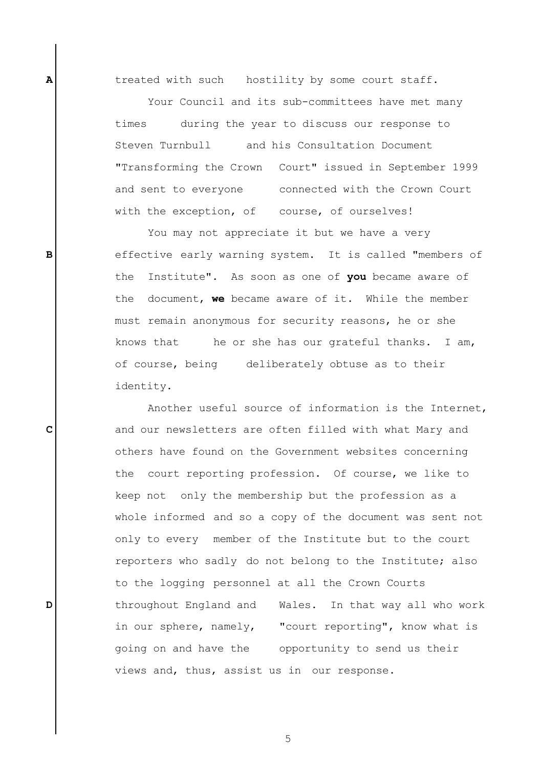treated with such hostility by some court staff.

Your Council and its sub-committees have met many times during the year to discuss our response to Steven Turnbull and his Consultation Document "Transforming the Crown Court" issued in September 1999 and sent to everyone connected with the Crown Court with the exception, of course, of ourselves!

You may not appreciate it but we have a very effective early warning system. It is called "members of the Institute". As soon as one of **you** became aware of the document, **we** became aware of it. While the member must remain anonymous for security reasons, he or she knows that he or she has our grateful thanks. I am, of course, being deliberately obtuse as to their identity.

Another useful source of information is the Internet, and our newsletters are often filled with what Mary and others have found on the Government websites concerning the court reporting profession. Of course, we like to keep not only the membership but the profession as a whole informed and so a copy of the document was sent not only to every member of the Institute but to the court reporters who sadly do not belong to the Institute; also to the logging personnel at all the Crown Courts throughout England and Wales. In that way all who work in our sphere, namely, "court reporting", know what is going on and have the opportunity to send us their views and, thus, assist us in our response.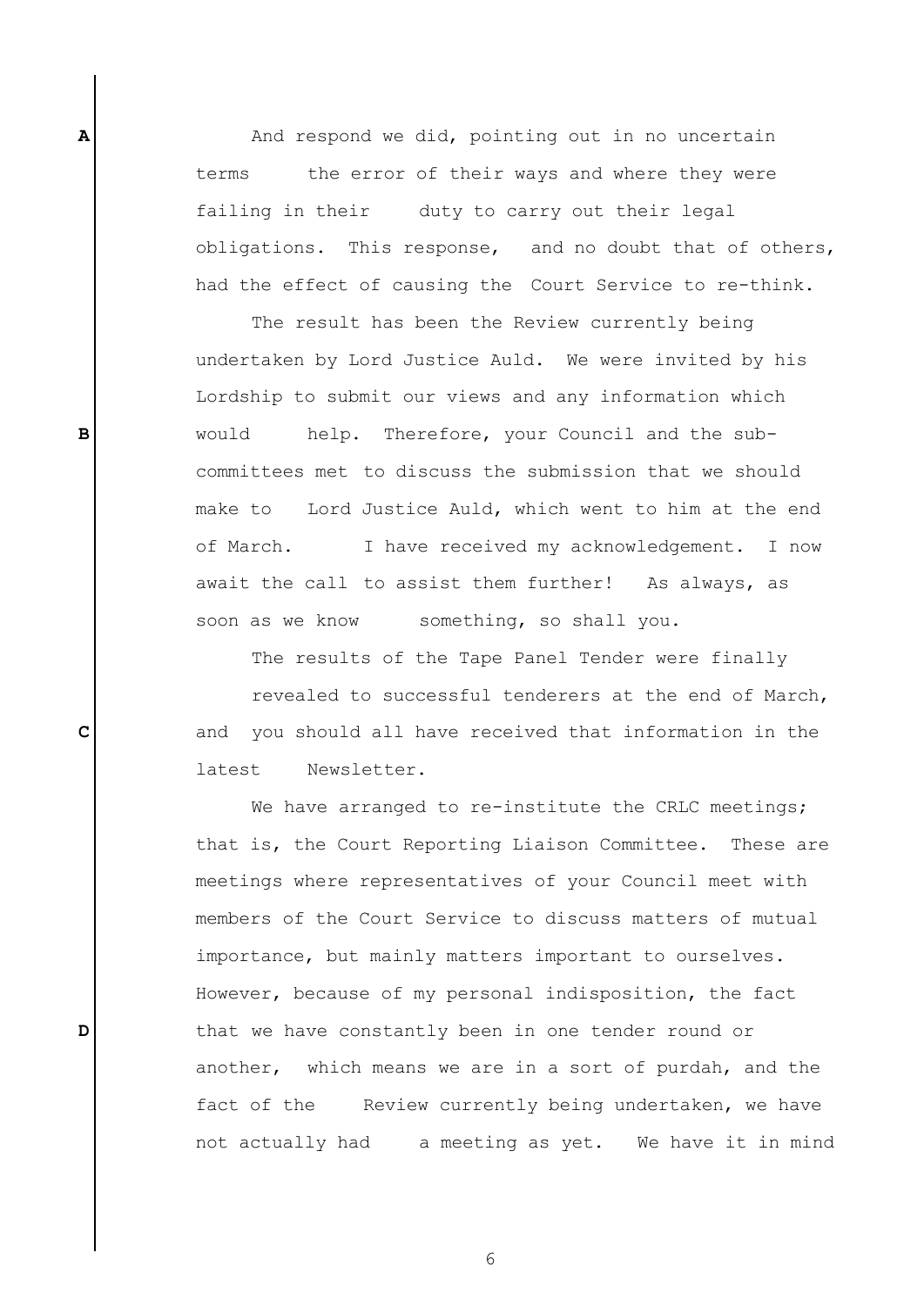And respond we did, pointing out in no uncertain terms the error of their ways and where they were failing in their duty to carry out their legal obligations. This response, and no doubt that of others, had the effect of causing the Court Service to re-think.

The result has been the Review currently being undertaken by Lord Justice Auld. We were invited by his Lordship to submit our views and any information which would help. Therefore, your Council and the sub-committees met to discuss the submission that we should make to Lord Justice Auld, which went to him at the end of March. I have received my acknowledgement. I now await the call to assist them further! As always, as soon as we know something, so shall you.

The results of the Tape Panel Tender were finally revealed to successful tenderers at the end of March, and you should all have received that information in the latest Newsletter.

We have arranged to re-institute the CRLC meetings; that is, the Court Reporting Liaison Committee. These are meetings where representatives of your Council meet with members of the Court Service to discuss matters of mutual importance, but mainly matters important to ourselves. However, because of my personal indisposition, the fact that we have constantly been in one tender round or another, which means we are in a sort of purdah, and the fact of the Review currently being undertaken, we have not actually had a meeting as yet. We have it in mind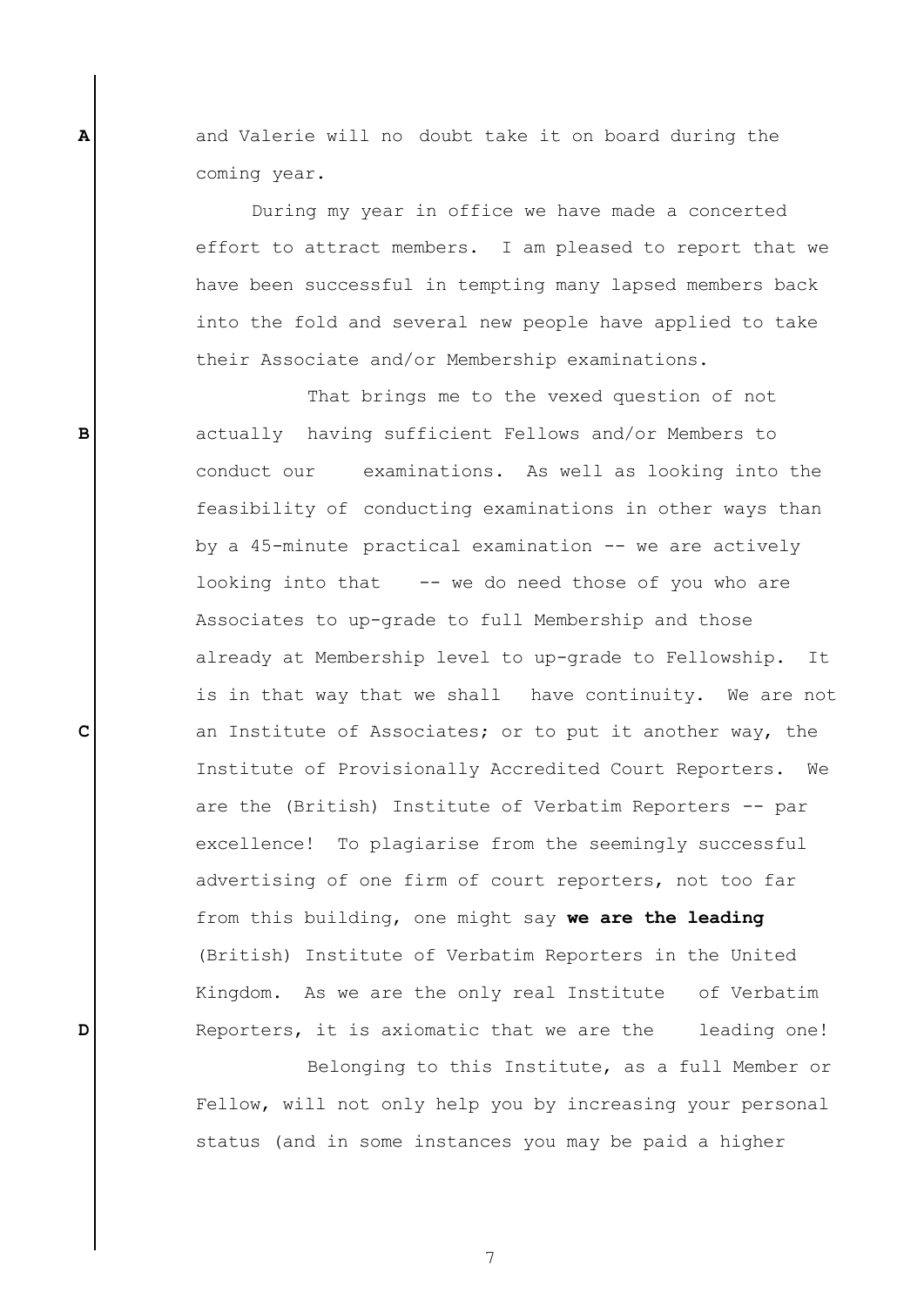and Valerie will no doubt take it on board during the coming year.

During my year in office we have made a concerted effort to attract members. I am pleased to report that we have been successful in tempting many lapsed members back into the fold and several new people have applied to take their Associate and/or Membership examinations.

That brings me to the vexed question of not actually having sufficient Fellows and/or Members to conduct our examinations. As well as looking into the feasibility of conducting examinations in other ways than by a 45-minute practical examination -- we are actively looking into that -- we do need those of you who are Associates to up-grade to full Membership and those already at Membership level to up-grade to Fellowship. It is in that way that we shall have continuity. We are not an Institute of Associates; or to put it another way, the Institute of Provisionally Accredited Court Reporters. We are the (British) Institute of Verbatim Reporters -- par excellence! To plagiarise from the seemingly successful advertising of one firm of court reporters, not too far from this building, one might say **we are the leading** (British) Institute of Verbatim Reporters in the United Kingdom. As we are the only real Institute of Verbatim Reporters, it is axiomatic that we are the leading one!

Belonging to this Institute, as a full Member or Fellow, will not only help you by increasing your personal status (and in some instances you may be paid a higher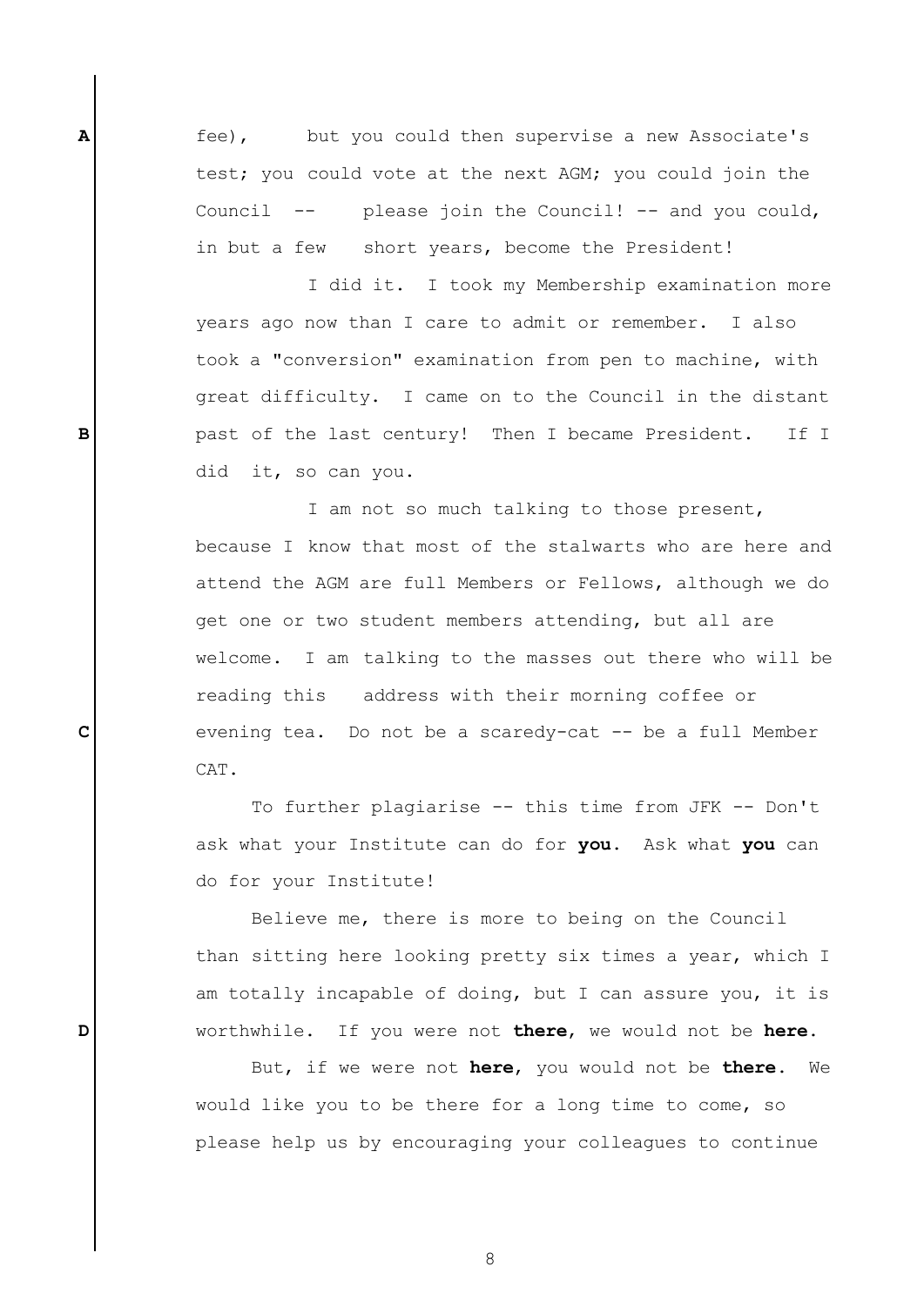fee), but you could then supervise a new Associate's test; you could vote at the next AGM; you could join the Council -- please join the Council! -- and you could, in but a few short years, become the President!

I did it. I took my Membership examination more years ago now than I care to admit or remember. I also took a "conversion" examination from pen to machine, with great difficulty. I came on to the Council in the distant past of the last century! Then I became President. If I did it, so can you.

I am not so much talking to those present, because I know that most of the stalwarts who are here and attend the AGM are full Members or Fellows, although we do get one or two student members attending, but all are welcome. I am talking to the masses out there who will be reading this address with their morning coffee or evening tea. Do not be a scaredy-cat -- be a full Member CAT.

To further plagiarise -- this time from JFK -- Don't ask what your Institute can do for **you**. Ask what **you** can do for your Institute!

Believe me, there is more to being on the Council than sitting here looking pretty six times a year, which I am totally incapable of doing, but I can assure you, it is worthwhile. If you were not **there**, we would not be **here**.

But, if we were not **here**, you would not be **there**. We would like you to be there for a long time to come, so please help us by encouraging your colleagues to continue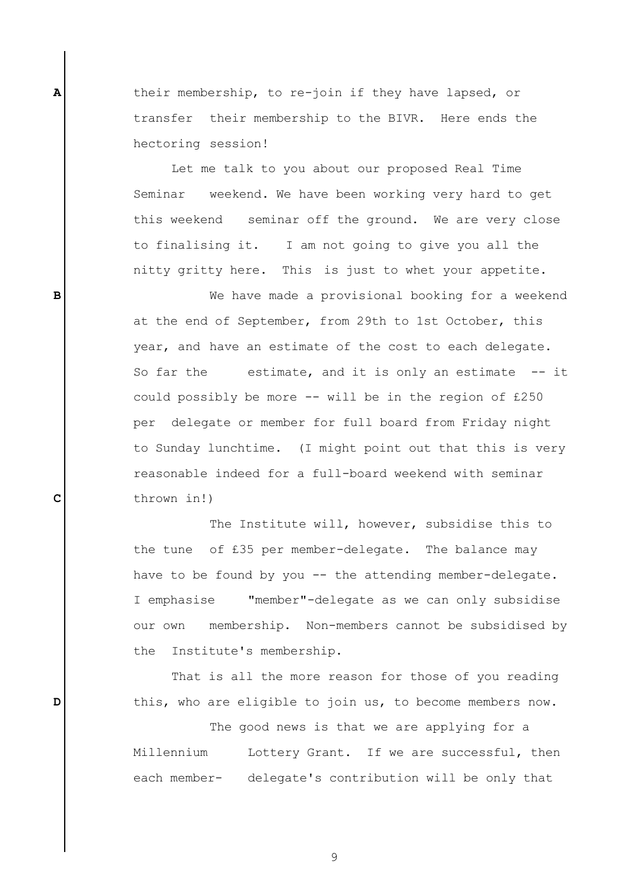their membership, to re-join if they have lapsed, or transfer their membership to the BIVR. Here ends the hectoring session!

Let me talk to you about our proposed Real Time Seminar weekend. We have been working very hard to get this weekend seminar off the ground. We are very close to finalising it. I am not going to give you all the nitty gritty here. This is just to whet your appetite.

We have made a provisional booking for a weekend at the end of September, from 29th to 1st October, this year, and have an estimate of the cost to each delegate. So far the estimate, and it is only an estimate -- it could possibly be more -- will be in the region of £250 per delegate or member for full board from Friday night to Sunday lunchtime. (I might point out that this is very reasonable indeed for a full-board weekend with seminar thrown in!)

The Institute will, however, subsidise this to the tune of £35 per member-delegate. The balance may have to be found by you -- the attending member-delegate. I emphasise "member"-delegate as we can only subsidise our own membership. Non-members cannot be subsidised by the Institute's membership.

That is all the more reason for those of you reading this, who are eligible to join us, to become members now.

The good news is that we are applying for a Millennium Lottery Grant. If we are successful, then each member-delegate's contribution will be only that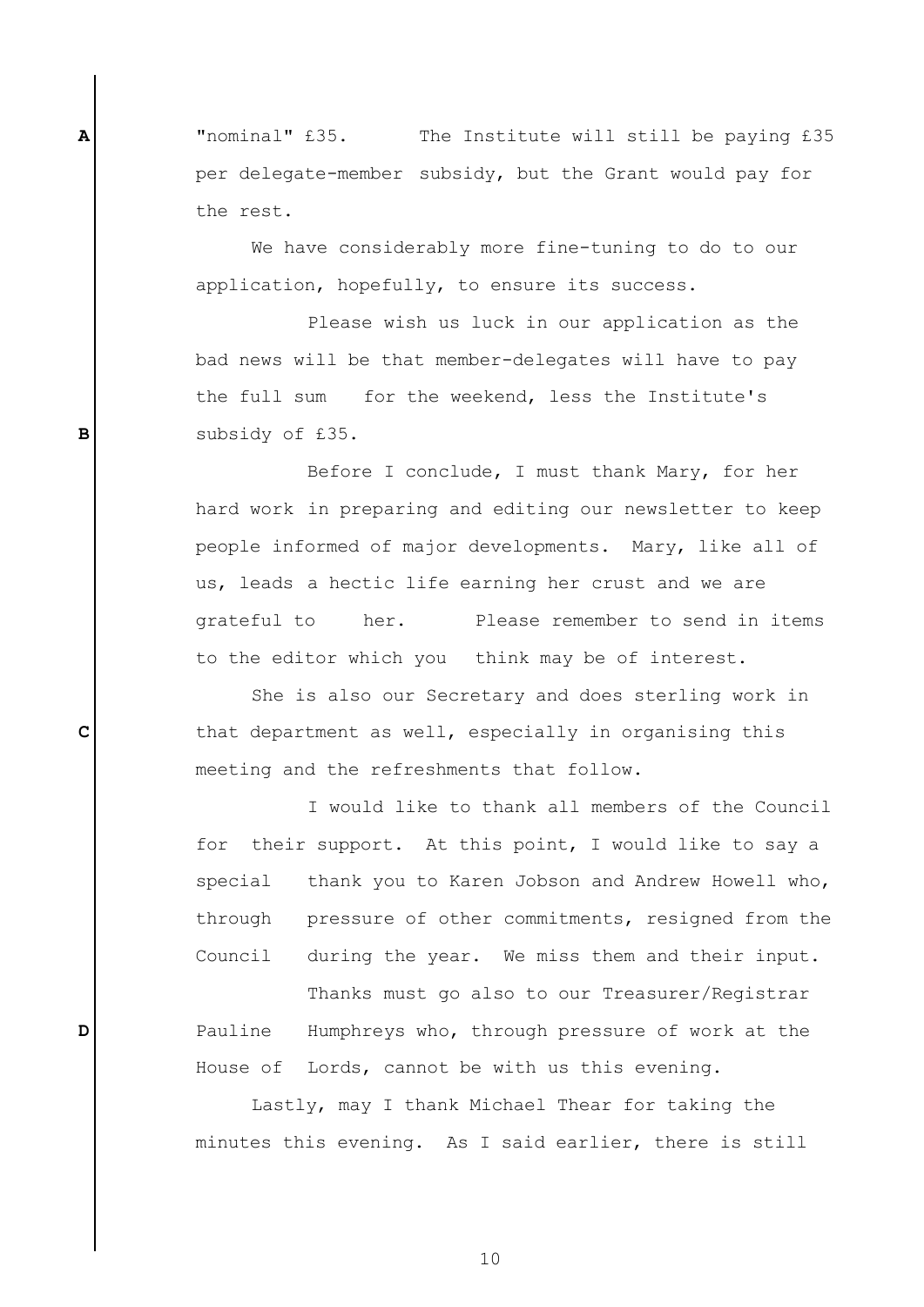"nominal" £35. The Institute will still be paying £35 per delegate-member subsidy, but the Grant would pay for the rest.

We have considerably more fine-tuning to do to our application, hopefully, to ensure its success.

Please wish us luck in our application as the bad news will be that member-delegates will have to pay the full sum for the weekend, less the Institute's subsidy of £35.

Before I conclude, I must thank Mary, for her hard work in preparing and editing our newsletter to keep people informed of major developments. Mary, like all of us, leads a hectic life earning her crust and we are grateful to her. Please remember to send in items to the editor which you think may be of interest.

She is also our Secretary and does sterling work in that department as well, especially in organising this meeting and the refreshments that follow.

I would like to thank all members of the Council for their support. At this point, I would like to say a special thank you to Karen Jobson and Andrew Howell who, through pressure of other commitments, resigned from the Council during the year. We miss them and their input.

Thanks must go also to our Treasurer/Registrar Pauline Humphreys who, through pressure of work at the House of Lords, cannot be with us this evening.

Lastly, may I thank Michael Thear for taking the minutes this evening. As I said earlier, there is still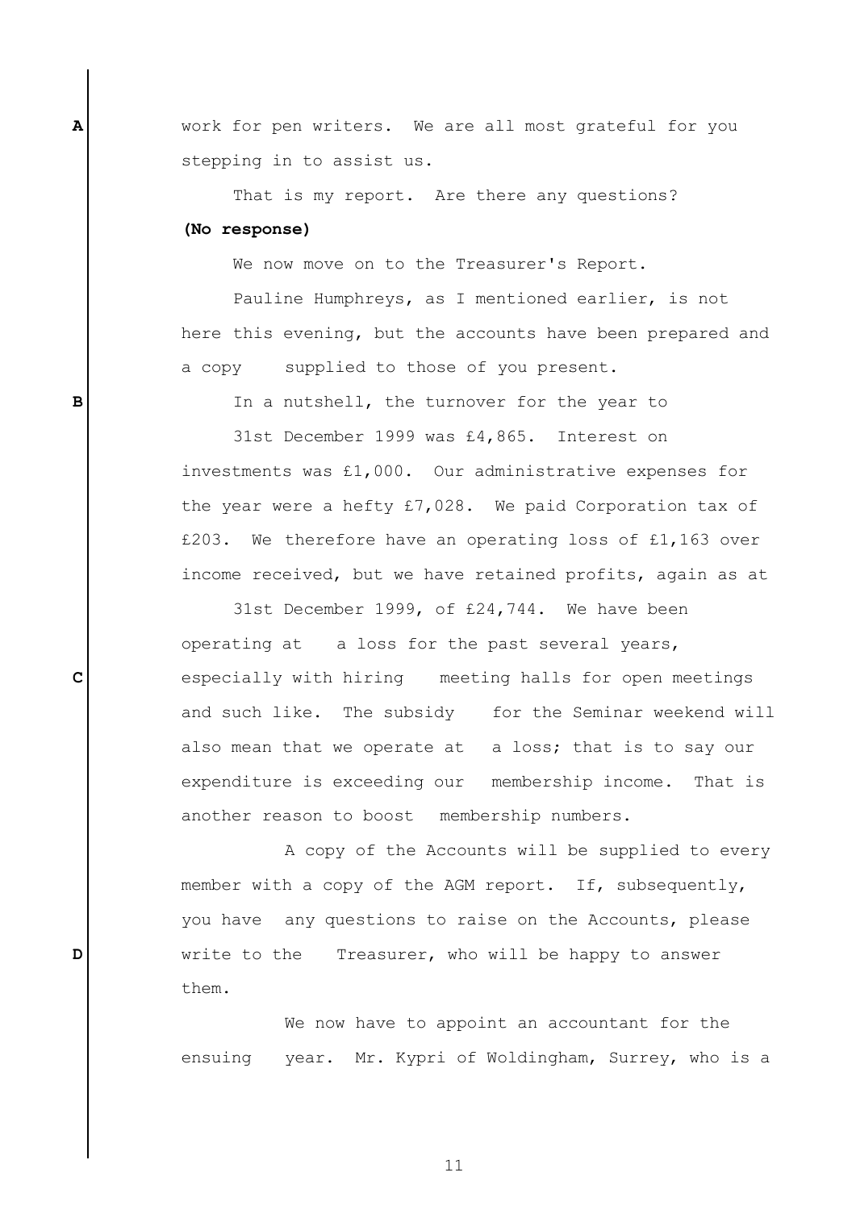work for pen writers. We are all most grateful for you stepping in to assist us.

That is my report. Are there any questions?

**(No response)**

We now move on to the Treasurer's Report.

Pauline Humphreys, as I mentioned earlier, is not here this evening, but the accounts have been prepared and a copy supplied to those of you present.

In a nutshell, the turnover for the year to 31st December 1999 was £4,865. Interest on investments was £1,000. Our administrative expenses for the year were a hefty £7,028. We paid Corporation tax of £203. We therefore have an operating loss of £1,163 over income received, but we have retained profits, again as at 31st December 1999, of £24,744. We have been operating at a loss for the past several years, especially with hiring meeting halls for open meetings and such like. The subsidy for the Seminar weekend will also mean that we operate at a loss; that is to say our expenditure is exceeding our membership income. That is another reason to boost membership numbers.

A copy of the Accounts will be supplied to every member with a copy of the AGM report. If, subsequently, you have any questions to raise on the Accounts, please write to the Treasurer, who will be happy to answer them.

We now have to appoint an accountant for the ensuing year. Mr. Kypri of Woldingham, Surrey, who is a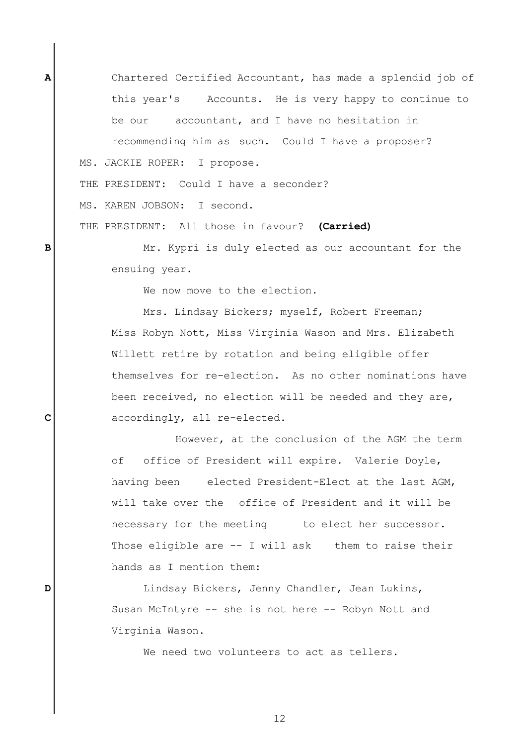Chartered Certified Accountant, has made a splendid job of this year's Accounts. He is very happy to continue to be our accountant, and I have no hesitation in recommending him as such. Could I have a proposer?

MS. JACKIE ROPER: I propose.

THE PRESIDENT: Could I have a seconder?

MS. KAREN JOBSON: I second.

THE PRESIDENT: All those in favour? **(Carried)**

Mr. Kypri is duly elected as our accountant for the ensuing year.

We now move to the election.

Mrs. Lindsay Bickers; myself, Robert Freeman; Miss Robyn Nott, Miss Virginia Wason and Mrs. Elizabeth Willett retire by rotation and being eligible offer themselves for re-election. As no other nominations have been received, no election will be needed and they are, accordingly, all re-elected.

However, at the conclusion of the AGM the term of office of President will expire. Valerie Doyle, having been elected President-Elect at the last AGM, will take over the office of President and it will be necessary for the meeting to elect her successor. Those eligible are -- I will ask them to raise their hands as I mention them:

Lindsay Bickers, Jenny Chandler, Jean Lukins, Susan McIntyre -- she is not here -- Robyn Nott and Virginia Wason.

We need two volunteers to act as tellers.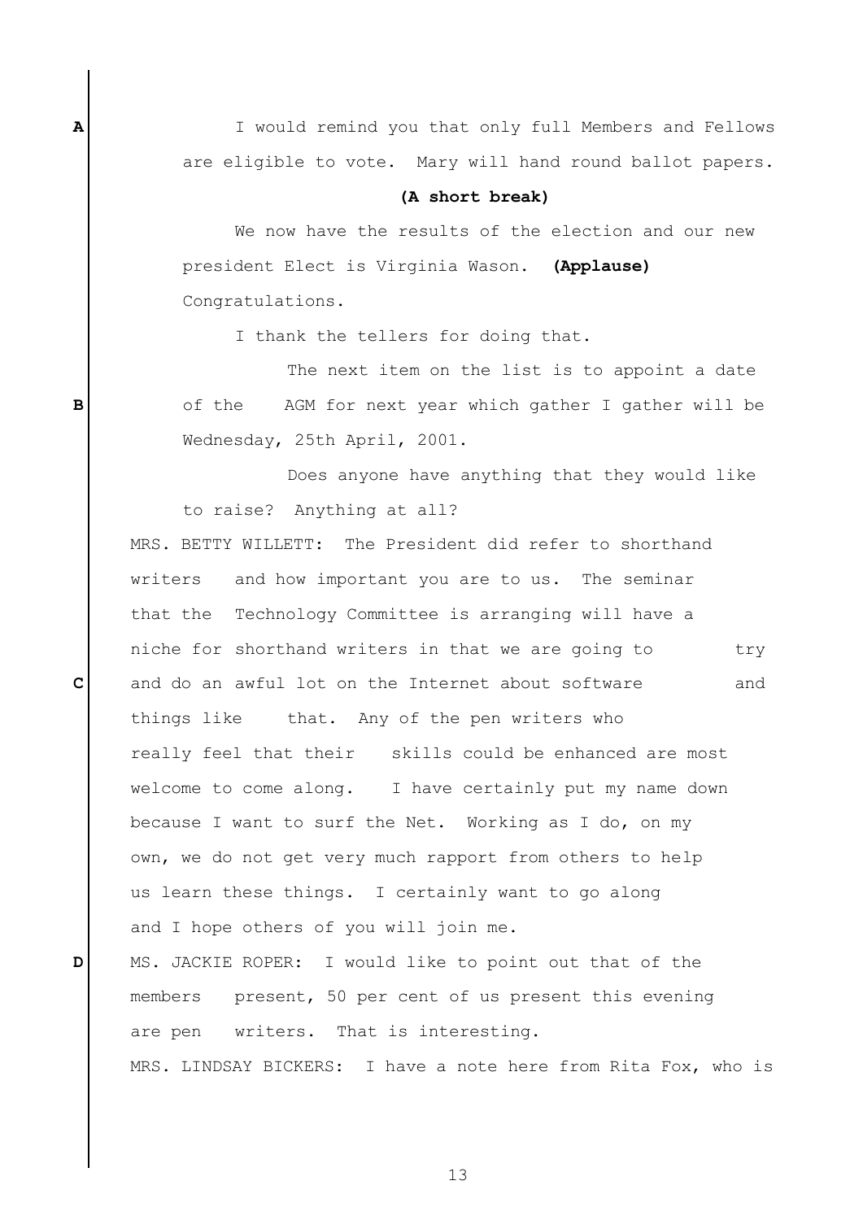I would remind you that only full Members and Fellows are eligible to vote. Mary will hand round ballot papers.

**(A short break)**

We now have the results of the election and our new president Elect is Virginia Wason. **(Applause)** Congratulations.

I thank the tellers for doing that.

The next item on the list is to appoint a date of the AGM for next year which gather I gather will be Wednesday, 25th April, 2001.

Does anyone have anything that they would like to raise? Anything at all?

MRS. BETTY WILLETT: The President did refer to shorthand writers and how important you are to us. The seminar that the Technology Committee is arranging will have a niche for shorthand writers in that we are going to try and do an awful lot on the Internet about software and things like that. Any of the pen writers who really feel that their skills could be enhanced are most welcome to come along. I have certainly put my name down because I want to surf the Net. Working as I do, on my own, we do not get very much rapport from others to help us learn these things. I certainly want to go along and I hope others of you will join me.

MS. JACKIE ROPER: I would like to point out that of the members present, 50 per cent of us present this evening are pen writers. That is interesting.

MRS. LINDSAY BICKERS: I have a note here from Rita Fox, who is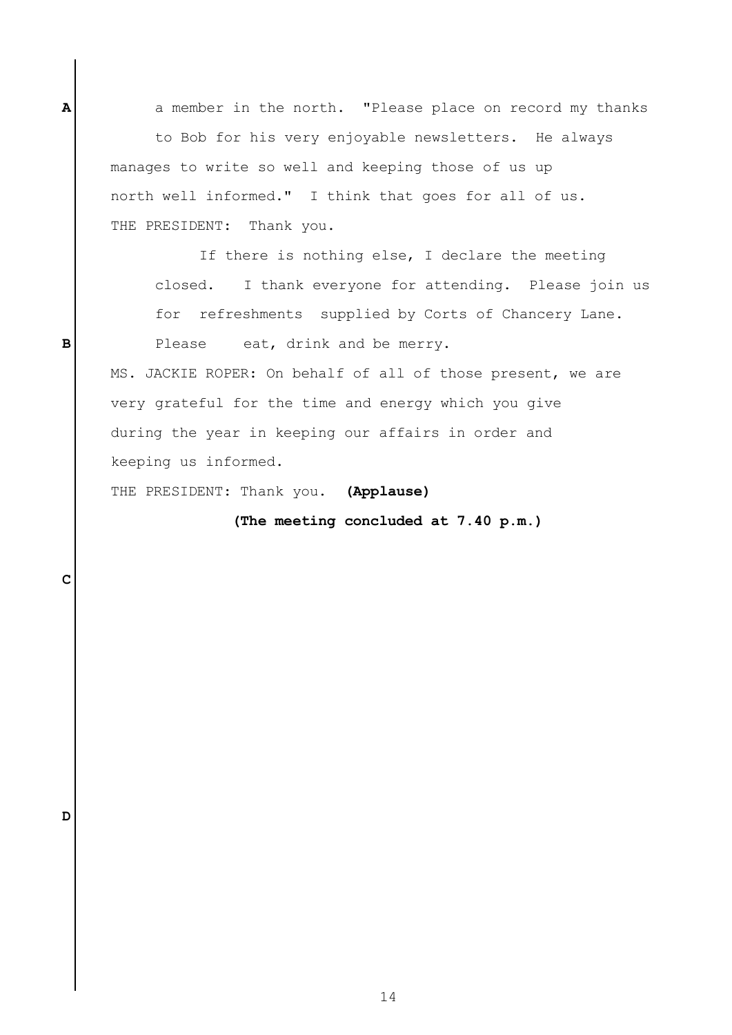a member in the north. "Please place on record my thanks to Bob for his very enjoyable newsletters. He always manages to write so well and keeping those of us up north well informed." I think that goes for all of us.

THE PRESIDENT: Thank you.

If there is nothing else, I declare the meeting closed. I thank everyone for attending. Please join us for refreshments supplied by Corts of Chancery Lane. Please eat, drink and be merry.

MS. JACKIE ROPER: On behalf of all of those present, we are very grateful for the time and energy which you give during the year in keeping our affairs in order and keeping us informed.

THE PRESIDENT: Thank you. **(Applause)**

**(The meeting concluded at 7.40 p.m.)**